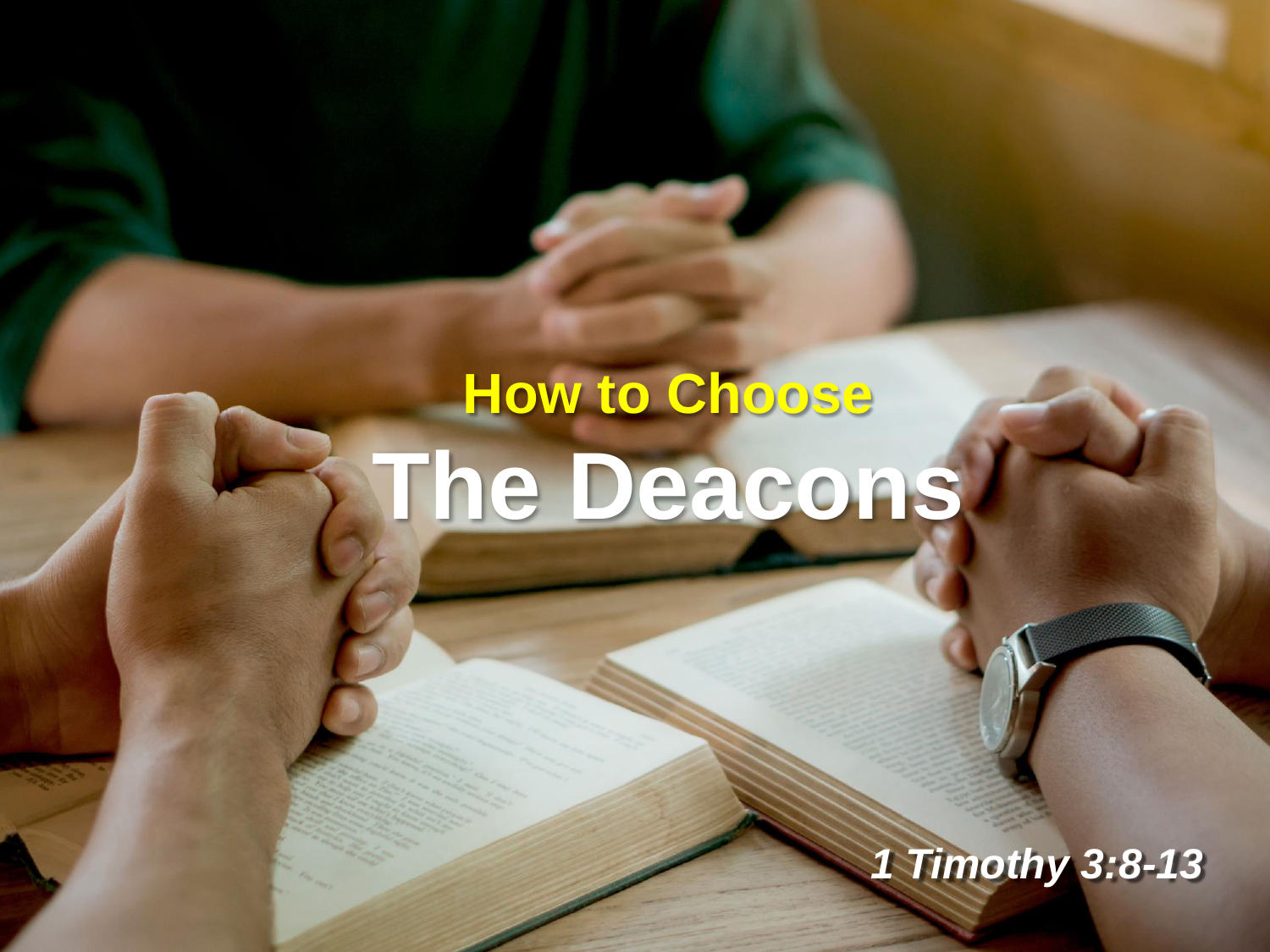# How to Choose
# The Deacons

*1 Timothy 3:8-13*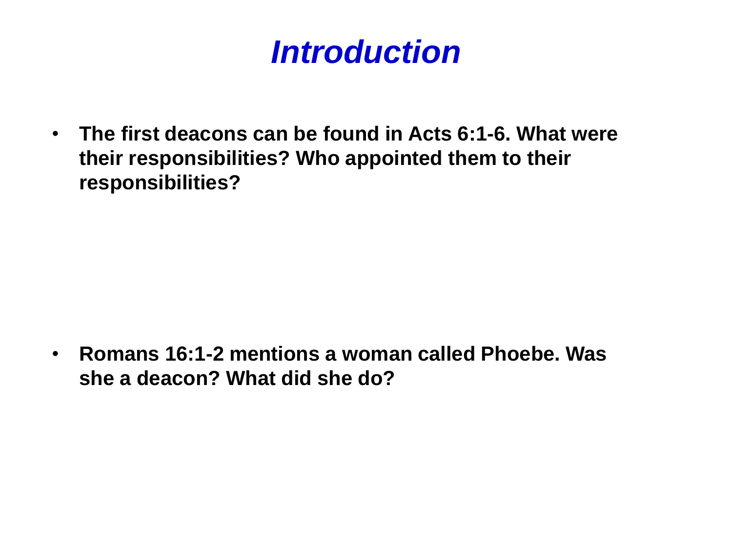# *Introduction*

- **The first deacons can be found in Acts 6:1-6. What were their responsibilities? Who appointed them to their responsibilities?**

- **Romans 16:1-2 mentions a woman called Phoebe. Was she a deacon? What did she do?**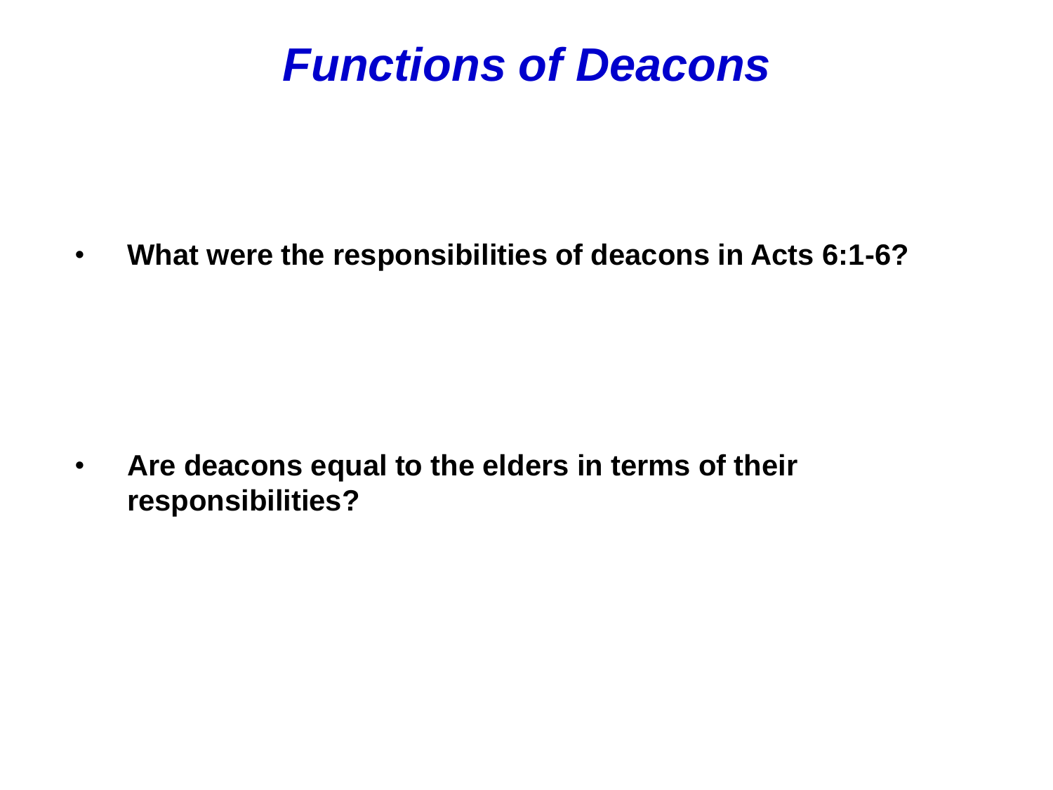# *Functions of Deacons*

- **What were the responsibilities of deacons in Acts 6:1-6?**

- **Are deacons equal to the elders in terms of their responsibilities?**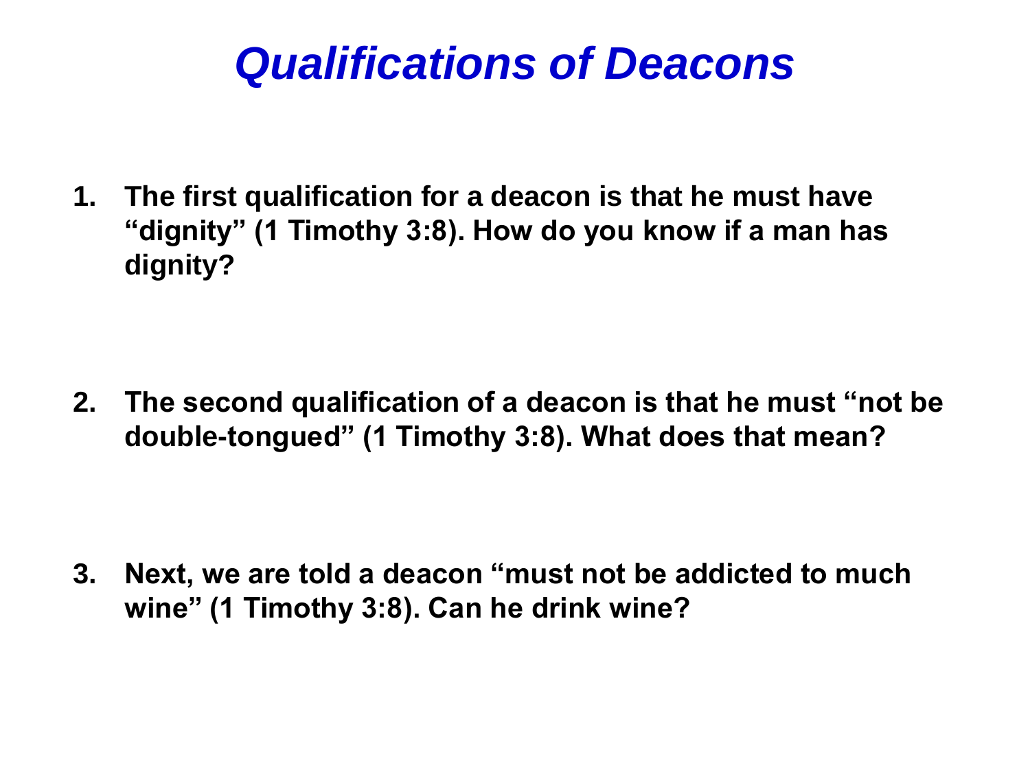# *Qualifications of Deacons*

1. **The first qualification for a deacon is that he must have "dignity" (1 Timothy 3:8). How do you know if a man has dignity?**

2. **The second qualification of a deacon is that he must "not be double-tongued" (1 Timothy 3:8). What does that mean?**

3. **Next, we are told a deacon "must not be addicted to much wine" (1 Timothy 3:8). Can he drink wine?**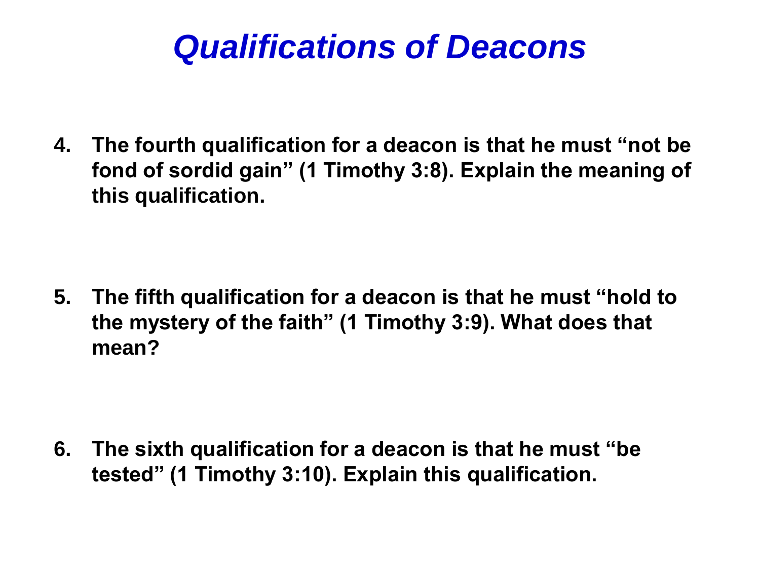# *Qualifications of Deacons*

4. **The fourth qualification for a deacon is that he must "not be fond of sordid gain" (1 Timothy 3:8). Explain the meaning of this qualification.**

5. **The fifth qualification for a deacon is that he must "hold to the mystery of the faith" (1 Timothy 3:9). What does that mean?**

6. **The sixth qualification for a deacon is that he must "be tested" (1 Timothy 3:10). Explain this qualification.**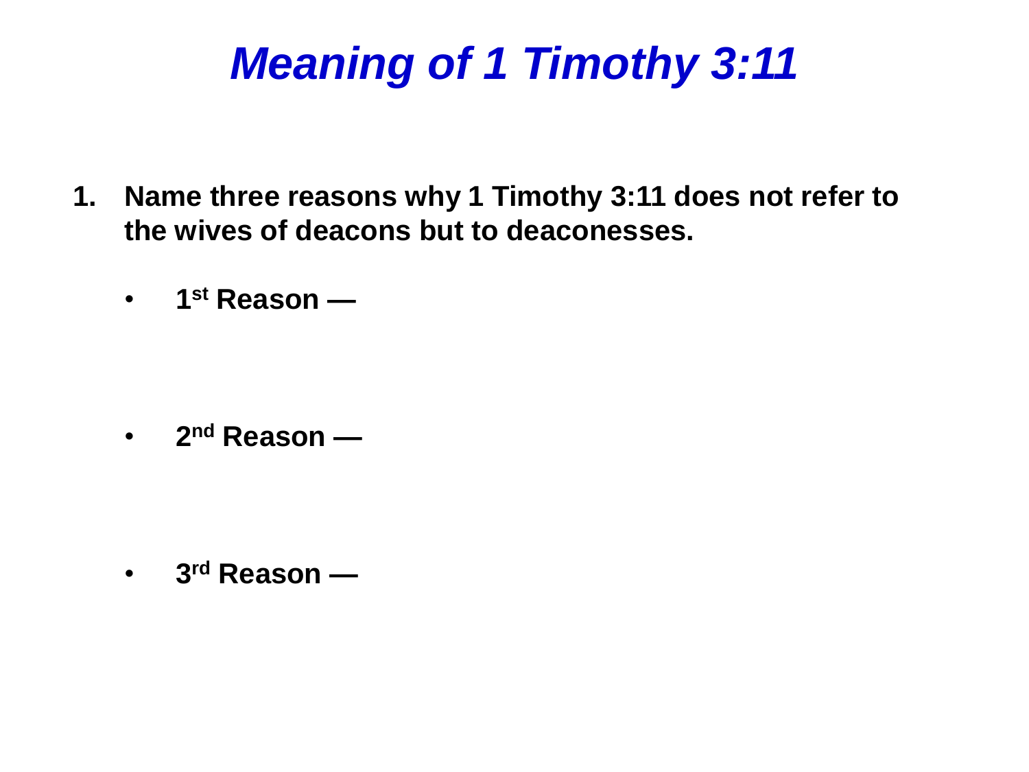# *Meaning of 1 Timothy 3:11*

1. **Name three reasons why 1 Timothy 3:11 does not refer to the wives of deacons but to deaconesses.**

   - **1st Reason —**

   - **2nd Reason —**

   - **3rd Reason —**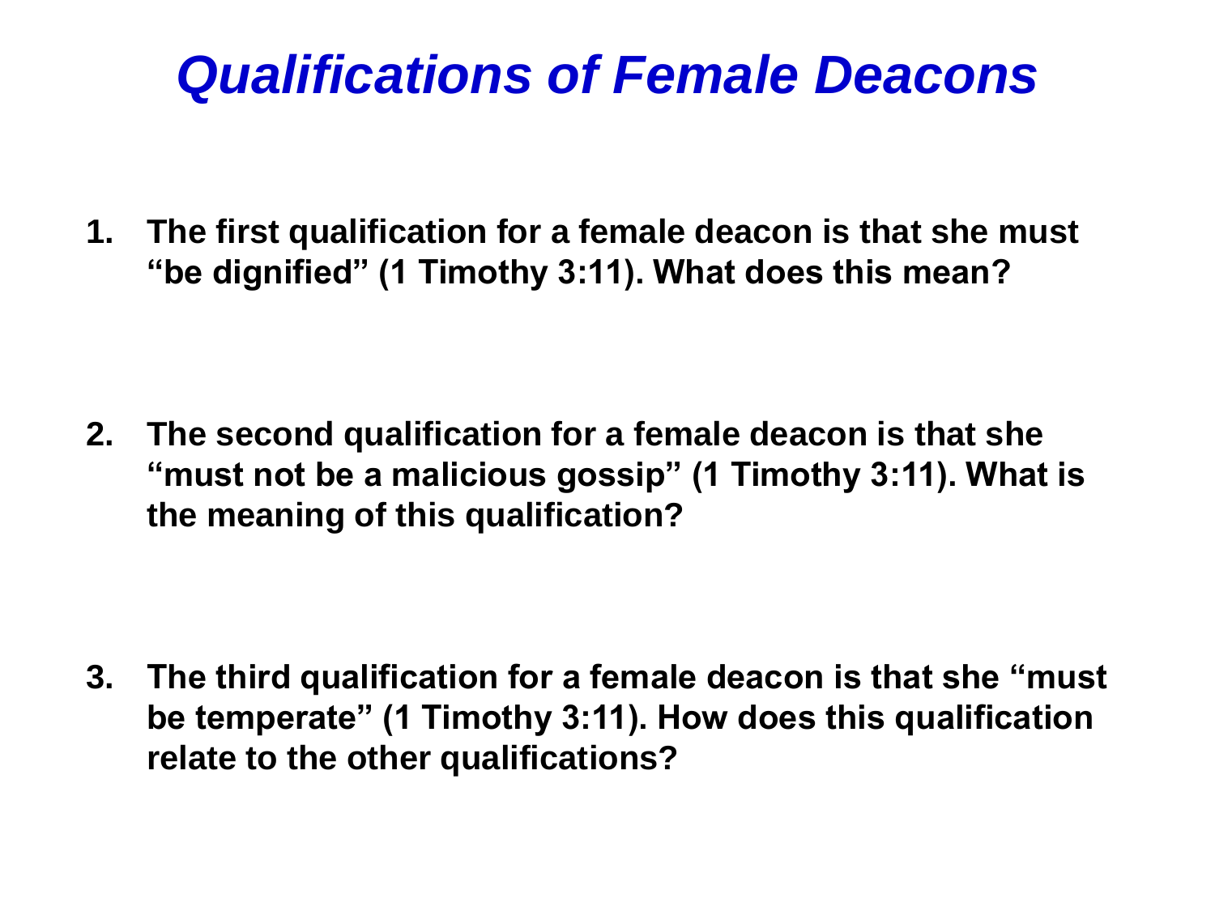# *Qualifications of Female Deacons*

1. **The first qualification for a female deacon is that she must "be dignified" (1 Timothy 3:11). What does this mean?**

2. **The second qualification for a female deacon is that she "must not be a malicious gossip" (1 Timothy 3:11). What is the meaning of this qualification?**

3. **The third qualification for a female deacon is that she "must be temperate" (1 Timothy 3:11). How does this qualification relate to the other qualifications?**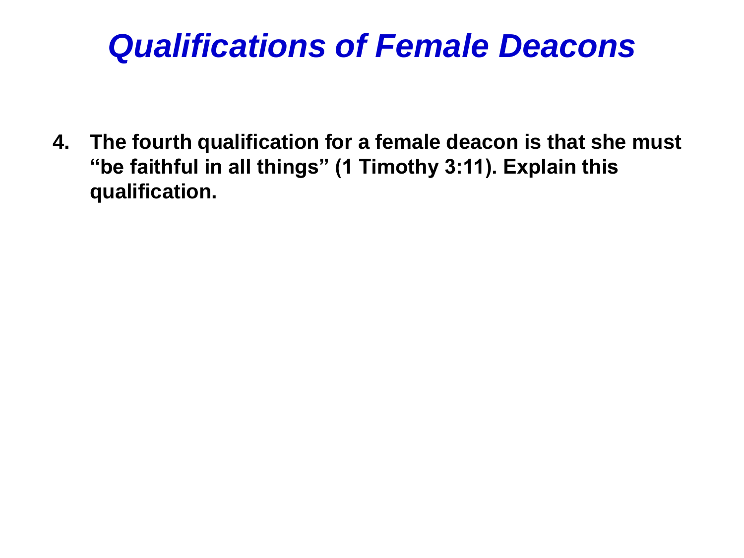# *Qualifications of Female Deacons*

4. **The fourth qualification for a female deacon is that she must "be faithful in all things" (1 Timothy 3:11). Explain this qualification.**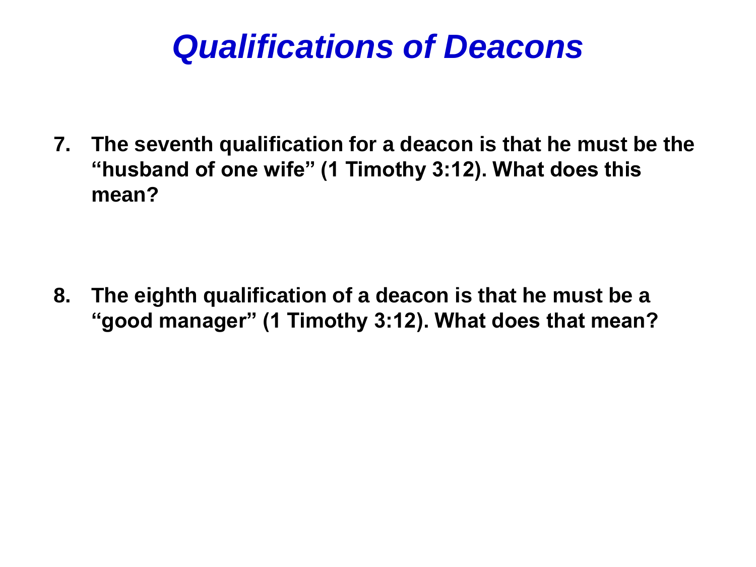# *Qualifications of Deacons*

7. **The seventh qualification for a deacon is that he must be the "husband of one wife" (1 Timothy 3:12). What does this mean?**

8. **The eighth qualification of a deacon is that he must be a "good manager" (1 Timothy 3:12). What does that mean?**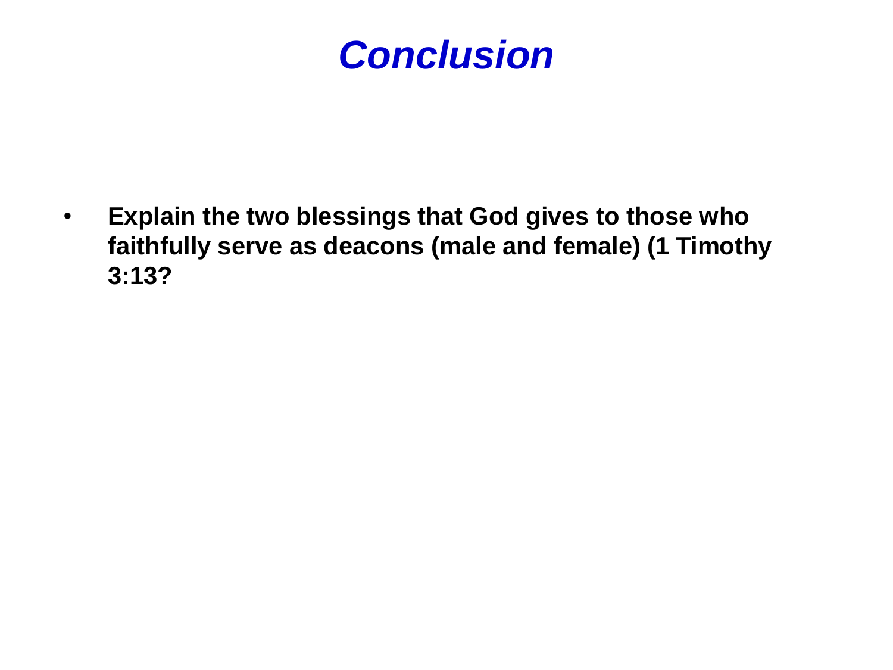# *Conclusion*

- **Explain the two blessings that God gives to those who faithfully serve as deacons (male and female) (1 Timothy 3:13?**